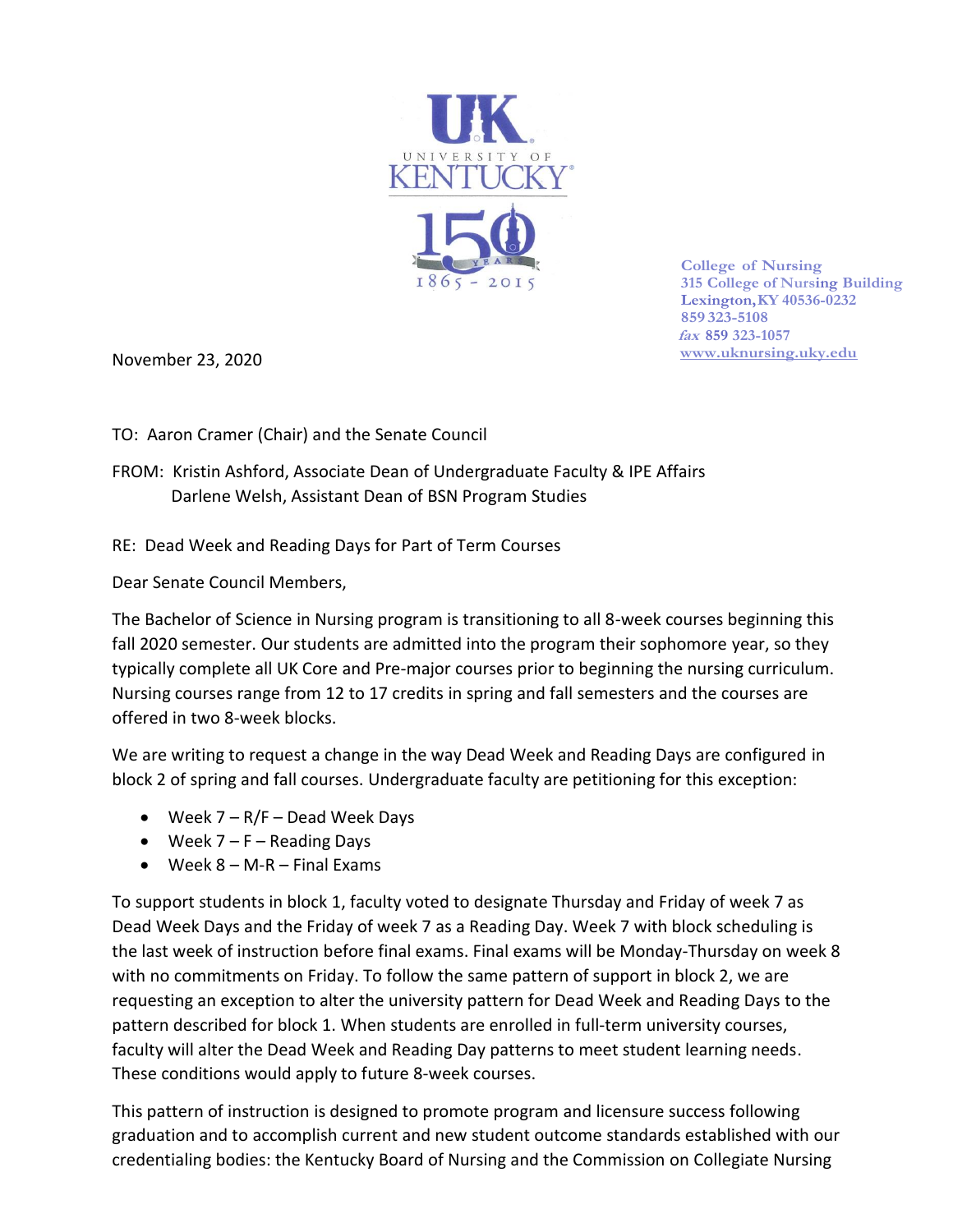UNIVERSITY OF KENTUCKY

150 YEARS 1865 - 2015

College of Nursing
315 College of Nursing Building
Lexington, KY 40536-0232
859 323-5108
fax 859 323-1057
www.uknursing.uky.edu

November 23, 2020

TO: Aaron Cramer (Chair) and the Senate Council

FROM: Kristin Ashford, Associate Dean of Undergraduate Faculty & IPE Affairs
Darlene Welsh, Assistant Dean of BSN Program Studies

RE: Dead Week and Reading Days for Part of Term Courses

Dear Senate Council Members,

The Bachelor of Science in Nursing program is transitioning to all 8-week courses beginning this fall 2020 semester. Our students are admitted into the program their sophomore year, so they typically complete all UK Core and Pre-major courses prior to beginning the nursing curriculum. Nursing courses range from 12 to 17 credits in spring and fall semesters and the courses are offered in two 8-week blocks.

We are writing to request a change in the way Dead Week and Reading Days are configured in block 2 of spring and fall courses. Undergraduate faculty are petitioning for this exception:

- Week 7 – R/F – Dead Week Days
- Week 7 – F – Reading Days
- Week 8 – M-R – Final Exams

To support students in block 1, faculty voted to designate Thursday and Friday of week 7 as Dead Week Days and the Friday of week 7 as a Reading Day. Week 7 with block scheduling is the last week of instruction before final exams. Final exams will be Monday-Thursday on week 8 with no commitments on Friday. To follow the same pattern of support in block 2, we are requesting an exception to alter the university pattern for Dead Week and Reading Days to the pattern described for block 1. When students are enrolled in full-term university courses, faculty will alter the Dead Week and Reading Day patterns to meet student learning needs. These conditions would apply to future 8-week courses.

This pattern of instruction is designed to promote program and licensure success following graduation and to accomplish current and new student outcome standards established with our credentialing bodies: the Kentucky Board of Nursing and the Commission on Collegiate Nursing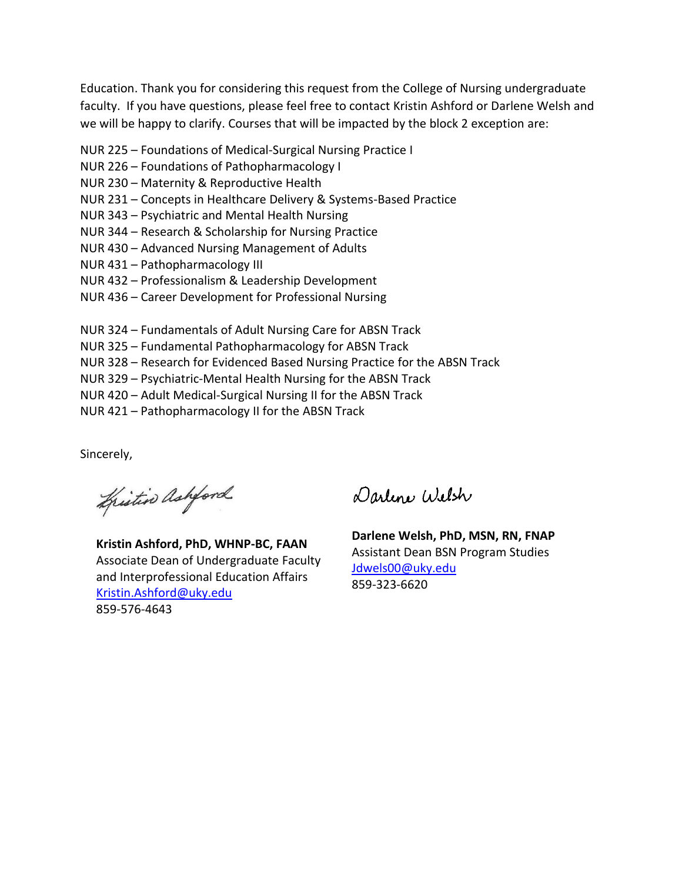Education. Thank you for considering this request from the College of Nursing undergraduate faculty. If you have questions, please feel free to contact Kristin Ashford or Darlene Welsh and we will be happy to clarify. Courses that will be impacted by the block 2 exception are:

NUR 225 – Foundations of Medical-Surgical Nursing Practice I
NUR 226 – Foundations of Pathopharmacology I
NUR 230 – Maternity & Reproductive Health
NUR 231 – Concepts in Healthcare Delivery & Systems-Based Practice
NUR 343 – Psychiatric and Mental Health Nursing
NUR 344 – Research & Scholarship for Nursing Practice
NUR 430 – Advanced Nursing Management of Adults
NUR 431 – Pathopharmacology III
NUR 432 – Professionalism & Leadership Development
NUR 436 – Career Development for Professional Nursing

NUR 324 – Fundamentals of Adult Nursing Care for ABSN Track
NUR 325 – Fundamental Pathopharmacology for ABSN Track
NUR 328 – Research for Evidenced Based Nursing Practice for the ABSN Track
NUR 329 – Psychiatric-Mental Health Nursing for the ABSN Track
NUR 420 – Adult Medical-Surgical Nursing II for the ABSN Track
NUR 421 – Pathopharmacology II for the ABSN Track

Sincerely,

Kristin Ashford

**Kristin Ashford, PhD, WHNP-BC, FAAN**
Associate Dean of Undergraduate Faculty and Interprofessional Education Affairs
Kristin.Ashford@uky.edu
859-576-4643

Darlene Welsh

**Darlene Welsh, PhD, MSN, RN, FNAP**
Assistant Dean BSN Program Studies
Jdwels00@uky.edu
859-323-6620